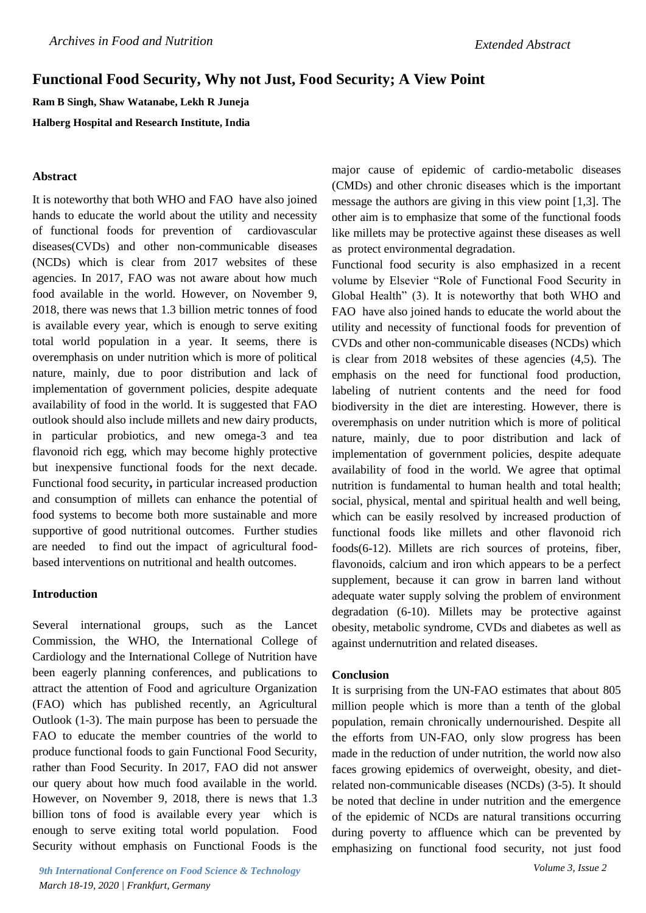# Functional Food Security, Why not Just, Food Security; A View Point

**Ram B Singh, Shaw Watanabe, Lekh R Juneja**

**Halberg Hospital and Research Institute, India**

## Abstract

It is noteworthy that both WHO and FAO have also joined hands to educate the world about the utility and necessity of functional foods for prevention of cardiovascular diseases(CVDs) and other non-communicable diseases (NCDs) which is clear from 2017 websites of these agencies. In 2017, FAO was not aware about how much food available in the world. However, on November 9, 2018, there was news that 1.3 billion metric tonnes of food is available every year, which is enough to serve exiting total world population in a year. It seems, there is overemphasis on under nutrition which is more of political nature, mainly, due to poor distribution and lack of implementation of government policies, despite adequate availability of food in the world. It is suggested that FAO outlook should also include millets and new dairy products, in particular probiotics, and new omega-3 and tea flavonoid rich egg, which may become highly protective but inexpensive functional foods for the next decade. Functional food security**,** in particular increased production and consumption of millets can enhance the potential of food systems to become both more sustainable and more supportive of good nutritional outcomes. Further studies are needed to find out the impact of agricultural food-based interventions on nutritional and health outcomes.

## Introduction

Several international groups, such as the Lancet Commission, the WHO, the International College of Cardiology and the International College of Nutrition have been eagerly planning conferences, and publications to attract the attention of Food and agriculture Organization (FAO) which has published recently, an Agricultural Outlook (1-3). The main purpose has been to persuade the FAO to educate the member countries of the world to produce functional foods to gain Functional Food Security, rather than Food Security. In 2017, FAO did not answer our query about how much food available in the world. However, on November 9, 2018, there is news that 1.3 billion tons of food is available every year which is enough to serve exiting total world population. Food Security without emphasis on Functional Foods is the major cause of epidemic of cardio-metabolic diseases (CMDs) and other chronic diseases which is the important message the authors are giving in this view point [1,3]. The other aim is to emphasize that some of the functional foods like millets may be protective against these diseases as well as protect environmental degradation.

Functional food security is also emphasized in a recent volume by Elsevier "Role of Functional Food Security in Global Health" (3). It is noteworthy that both WHO and FAO have also joined hands to educate the world about the utility and necessity of functional foods for prevention of CVDs and other non-communicable diseases (NCDs) which is clear from 2018 websites of these agencies (4,5). The emphasis on the need for functional food production, labeling of nutrient contents and the need for food biodiversity in the diet are interesting. However, there is overemphasis on under nutrition which is more of political nature, mainly, due to poor distribution and lack of implementation of government policies, despite adequate availability of food in the world. We agree that optimal nutrition is fundamental to human health and total health; social, physical, mental and spiritual health and well being, which can be easily resolved by increased production of functional foods like millets and other flavonoid rich foods(6-12). Millets are rich sources of proteins, fiber, flavonoids, calcium and iron which appears to be a perfect supplement, because it can grow in barren land without adequate water supply solving the problem of environment degradation (6-10). Millets may be protective against obesity, metabolic syndrome, CVDs and diabetes as well as against undernutrition and related diseases.

## Conclusion

It is surprising from the UN-FAO estimates that about 805 million people which is more than a tenth of the global population, remain chronically undernourished. Despite all the efforts from UN-FAO, only slow progress has been made in the reduction of under nutrition, the world now also faces growing epidemics of overweight, obesity, and diet-related non-communicable diseases (NCDs) (3-5). It should be noted that decline in under nutrition and the emergence of the epidemic of NCDs are natural transitions occurring during poverty to affluence which can be prevented by emphasizing on functional food security, not just food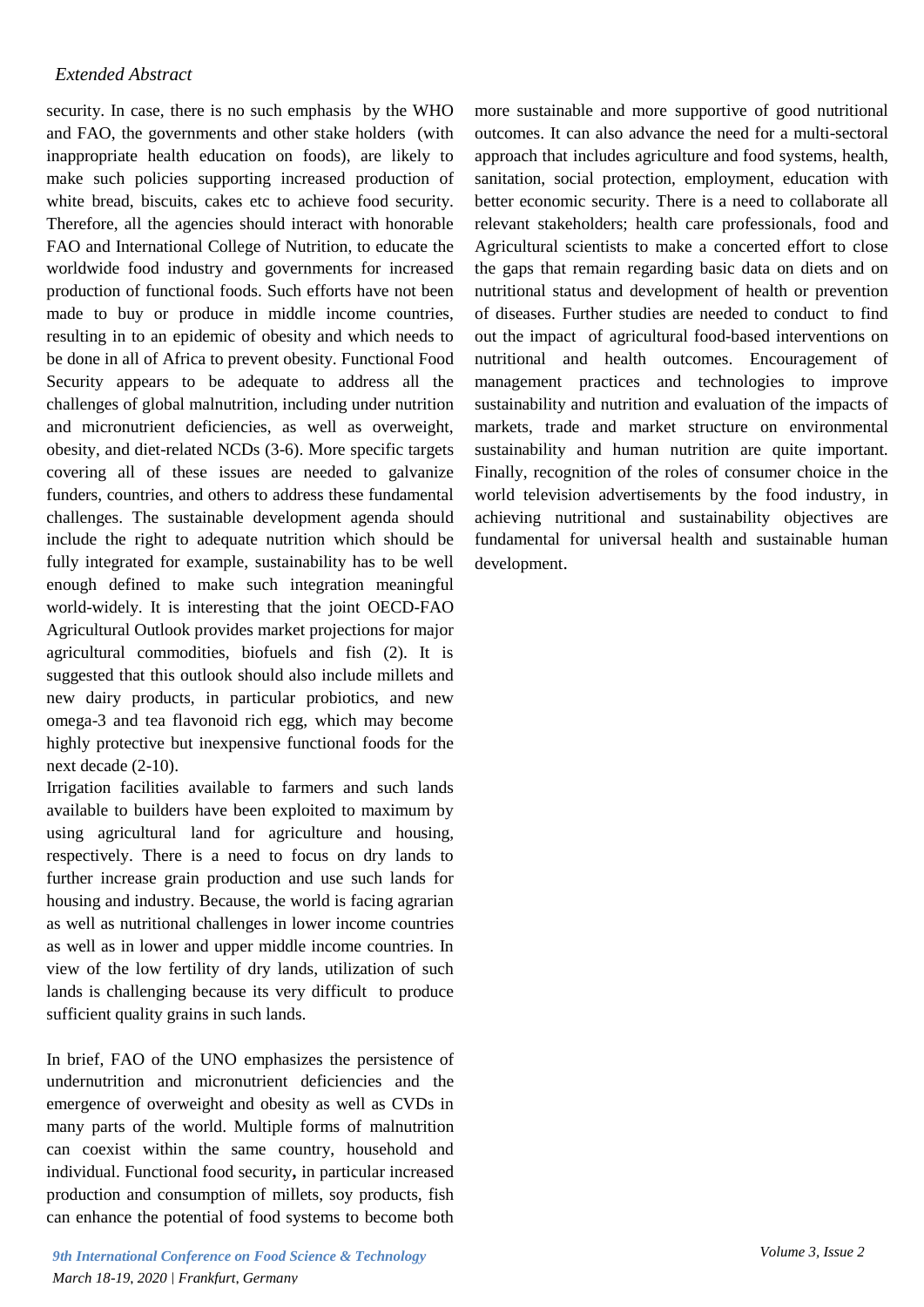security. In case, there is no such emphasis by the WHO and FAO, the governments and other stake holders (with inappropriate health education on foods), are likely to make such policies supporting increased production of white bread, biscuits, cakes etc to achieve food security. Therefore, all the agencies should interact with honorable FAO and International College of Nutrition, to educate the worldwide food industry and governments for increased production of functional foods. Such efforts have not been made to buy or produce in middle income countries, resulting in to an epidemic of obesity and which needs to be done in all of Africa to prevent obesity. Functional Food Security appears to be adequate to address all the challenges of global malnutrition, including under nutrition and micronutrient deficiencies, as well as overweight, obesity, and diet-related NCDs (3-6). More specific targets covering all of these issues are needed to galvanize funders, countries, and others to address these fundamental challenges. The sustainable development agenda should include the right to adequate nutrition which should be fully integrated for example, sustainability has to be well enough defined to make such integration meaningful world-widely. It is interesting that the joint OECD-FAO Agricultural Outlook provides market projections for major agricultural commodities, biofuels and fish (2). It is suggested that this outlook should also include millets and new dairy products, in particular probiotics, and new omega-3 and tea flavonoid rich egg, which may become highly protective but inexpensive functional foods for the next decade (2-10).

Irrigation facilities available to farmers and such lands available to builders have been exploited to maximum by using agricultural land for agriculture and housing, respectively. There is a need to focus on dry lands to further increase grain production and use such lands for housing and industry. Because, the world is facing agrarian as well as nutritional challenges in lower income countries as well as in lower and upper middle income countries. In view of the low fertility of dry lands, utilization of such lands is challenging because its very difficult to produce sufficient quality grains in such lands.

In brief, FAO of the UNO emphasizes the persistence of undernutrition and micronutrient deficiencies and the emergence of overweight and obesity as well as CVDs in many parts of the world. Multiple forms of malnutrition can coexist within the same country, household and individual. Functional food security**,** in particular increased production and consumption of millets, soy products, fish can enhance the potential of food systems to become both more sustainable and more supportive of good nutritional outcomes. It can also advance the need for a multi-sectoral approach that includes agriculture and food systems, health, sanitation, social protection, employment, education with better economic security. There is a need to collaborate all relevant stakeholders; health care professionals, food and Agricultural scientists to make a concerted effort to close the gaps that remain regarding basic data on diets and on nutritional status and development of health or prevention of diseases. Further studies are needed to conduct to find out the impact of agricultural food-based interventions on nutritional and health outcomes. Encouragement of management practices and technologies to improve sustainability and nutrition and evaluation of the impacts of markets, trade and market structure on environmental sustainability and human nutrition are quite important. Finally, recognition of the roles of consumer choice in the world television advertisements by the food industry, in achieving nutritional and sustainability objectives are fundamental for universal health and sustainable human development.